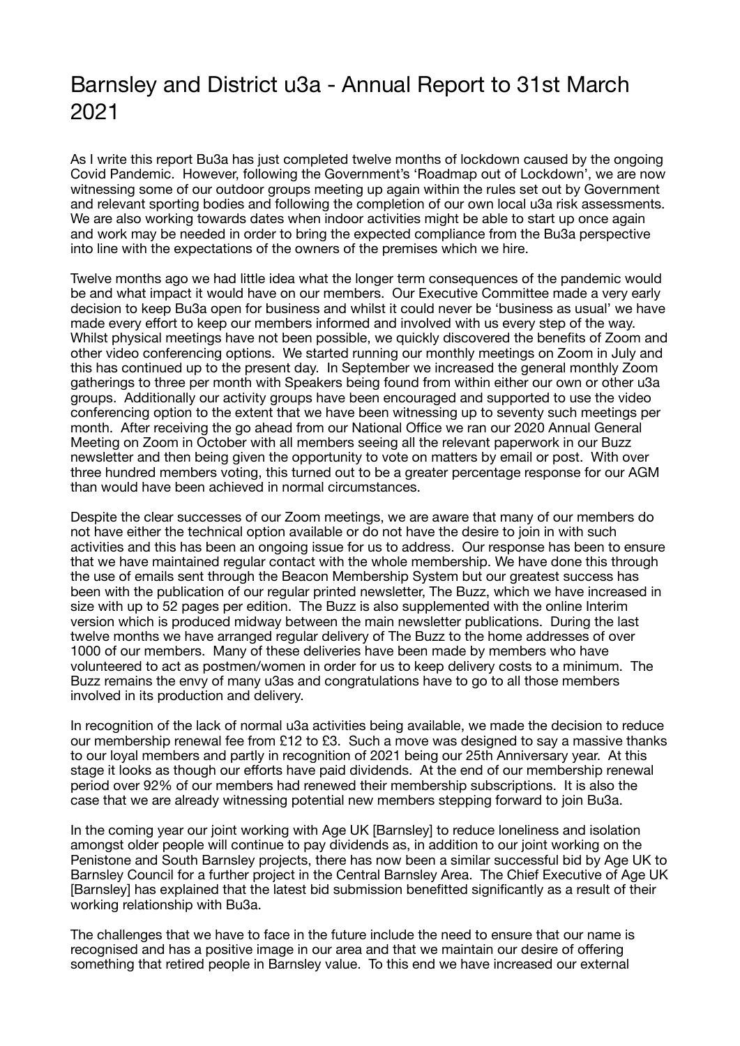# Barnsley and District u3a - Annual Report to 31st March 2021

As I write this report Bu3a has just completed twelve months of lockdown caused by the ongoing Covid Pandemic. However, following the Government's 'Roadmap out of Lockdown', we are now witnessing some of our outdoor groups meeting up again within the rules set out by Government and relevant sporting bodies and following the completion of our own local u3a risk assessments. We are also working towards dates when indoor activities might be able to start up once again and work may be needed in order to bring the expected compliance from the Bu3a perspective into line with the expectations of the owners of the premises which we hire.

Twelve months ago we had little idea what the longer term consequences of the pandemic would be and what impact it would have on our members. Our Executive Committee made a very early decision to keep Bu3a open for business and whilst it could never be 'business as usual' we have made every effort to keep our members informed and involved with us every step of the way. Whilst physical meetings have not been possible, we quickly discovered the benefits of Zoom and other video conferencing options. We started running our monthly meetings on Zoom in July and this has continued up to the present day. In September we increased the general monthly Zoom gatherings to three per month with Speakers being found from within either our own or other u3a groups. Additionally our activity groups have been encouraged and supported to use the video conferencing option to the extent that we have been witnessing up to seventy such meetings per month. After receiving the go ahead from our National Office we ran our 2020 Annual General Meeting on Zoom in October with all members seeing all the relevant paperwork in our Buzz newsletter and then being given the opportunity to vote on matters by email or post. With over three hundred members voting, this turned out to be a greater percentage response for our AGM than would have been achieved in normal circumstances.

Despite the clear successes of our Zoom meetings, we are aware that many of our members do not have either the technical option available or do not have the desire to join in with such activities and this has been an ongoing issue for us to address. Our response has been to ensure that we have maintained regular contact with the whole membership. We have done this through the use of emails sent through the Beacon Membership System but our greatest success has been with the publication of our regular printed newsletter, The Buzz, which we have increased in size with up to 52 pages per edition. The Buzz is also supplemented with the online Interim version which is produced midway between the main newsletter publications. During the last twelve months we have arranged regular delivery of The Buzz to the home addresses of over 1000 of our members. Many of these deliveries have been made by members who have volunteered to act as postmen/women in order for us to keep delivery costs to a minimum. The Buzz remains the envy of many u3as and congratulations have to go to all those members involved in its production and delivery.

In recognition of the lack of normal u3a activities being available, we made the decision to reduce our membership renewal fee from £12 to £3. Such a move was designed to say a massive thanks to our loyal members and partly in recognition of 2021 being our 25th Anniversary year. At this stage it looks as though our efforts have paid dividends. At the end of our membership renewal period over 92% of our members had renewed their membership subscriptions. It is also the case that we are already witnessing potential new members stepping forward to join Bu3a.

In the coming year our joint working with Age UK [Barnsley] to reduce loneliness and isolation amongst older people will continue to pay dividends as, in addition to our joint working on the Penistone and South Barnsley projects, there has now been a similar successful bid by Age UK to Barnsley Council for a further project in the Central Barnsley Area. The Chief Executive of Age UK [Barnsley] has explained that the latest bid submission benefitted significantly as a result of their working relationship with Bu3a.

The challenges that we have to face in the future include the need to ensure that our name is recognised and has a positive image in our area and that we maintain our desire of offering something that retired people in Barnsley value. To this end we have increased our external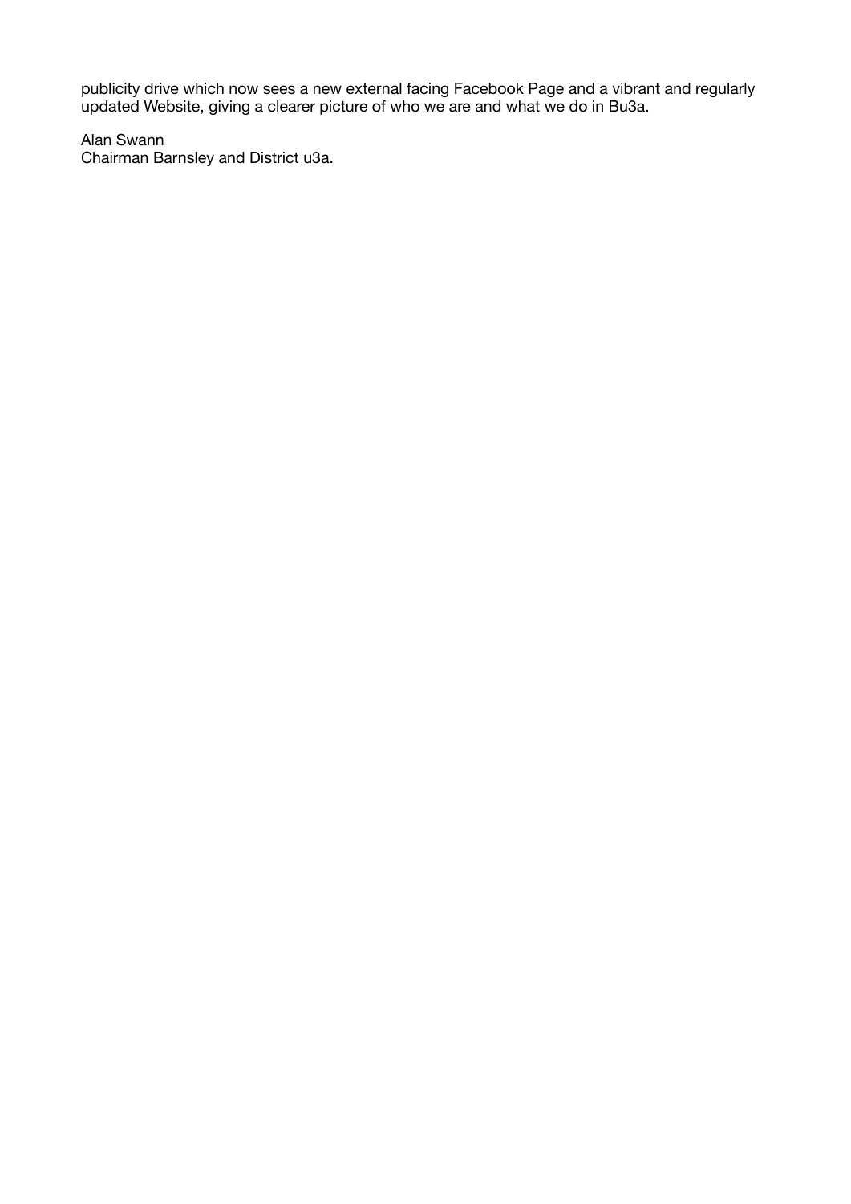publicity drive which now sees a new external facing Facebook Page and a vibrant and regularly updated Website, giving a clearer picture of who we are and what we do in Bu3a.

Alan Swann
Chairman Barnsley and District u3a.